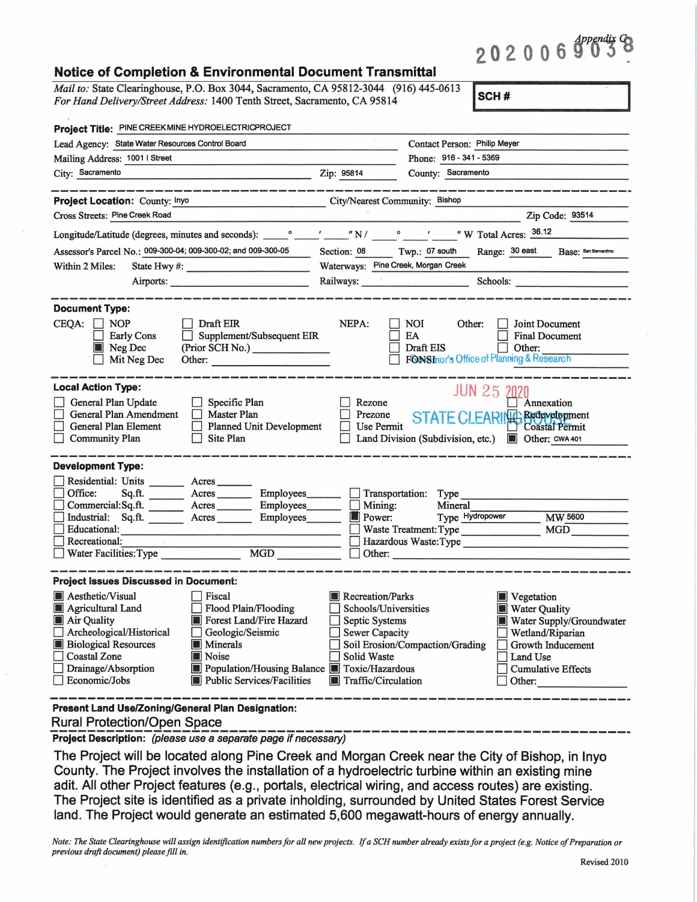Appendix C

2020069038

## Notice of Completion & Environmental Document Transmittal

*Mail to:* State Clearinghouse, P.O. Box 3044, Sacramento, CA 95812-3044 (916) 445-0613
*For Hand Delivery/Street Address:* 1400 Tenth Street, Sacramento, CA 95814

**SCH #**

**Project Title:** PINE CREEK MINE HYDROELECTRIC PROJECT

Lead Agency: State Water Resources Control Board — Contact Person: Philip Meyer
Mailing Address: 1001 I Street — Phone: 916 - 341 - 5369
City: Sacramento — Zip: 95814 — County: Sacramento

---

**Project Location:** County: Inyo — City/Nearest Community: Bishop
Cross Streets: Pine Creek Road — Zip Code: 93514
Longitude/Latitude (degrees, minutes and seconds): ____° ____′ ____″ N / ____° ____′ ____″ W Total Acres: 36.12
Assessor's Parcel No.: 009-300-04; 009-300-02; and 009-300-05 — Section: 08 — Twp.: 07 south — Range: 30 east — Base: San Bernardino
Within 2 Miles: State Hwy #: ____ — Waterways: Pine Creek, Morgan Creek
Airports: ____ — Railways: ____ — Schools: ____

---

**Document Type:**

CEQA:
- [ ] NOP
- [ ] Early Cons
- [x] Neg Dec
- [ ] Mit Neg Dec
- [ ] Draft EIR
- [ ] Supplement/Subsequent EIR (Prior SCH No.) ____
- Other: ____

NEPA:
- [ ] NOI
- [ ] EA
- [ ] Draft EIS
- [ ] FONSI

Other:
- [ ] Joint Document
- [ ] Final Document
- [ ] Other: ____

Governor's Office of Planning & Research
JUN 25 2020
STATE CLEARINGHOUSE

---

**Local Action Type:**

- [ ] General Plan Update
- [ ] General Plan Amendment
- [ ] General Plan Element
- [ ] Community Plan
- [ ] Specific Plan
- [ ] Master Plan
- [ ] Planned Unit Development
- [ ] Site Plan
- [ ] Rezone
- [ ] Prezone
- [ ] Use Permit
- [ ] Land Division (Subdivision, etc.)
- [ ] Annexation
- [ ] Redevelopment
- [ ] Coastal Permit
- [x] Other: CWA 401

---

**Development Type:**

- [ ] Residential: Units ____ Acres ____
- [ ] Office: Sq.ft. ____ Acres ____ Employees ____
- [ ] Commercial: Sq.ft. ____ Acres ____ Employees ____
- [ ] Industrial: Sq.ft. ____ Acres ____ Employees ____
- [ ] Educational: ____
- [ ] Recreational: ____
- [ ] Water Facilities: Type ____ MGD ____
- [ ] Transportation: Type ____
- [ ] Mining: Mineral ____
- [x] Power: Type Hydropower MW 5600
- [ ] Waste Treatment: Type ____ MGD ____
- [ ] Hazardous Waste: Type ____
- [ ] Other: ____

---

**Project Issues Discussed in Document:**

- [x] Aesthetic/Visual
- [x] Agricultural Land
- [x] Air Quality
- [ ] Archeological/Historical
- [x] Biological Resources
- [ ] Coastal Zone
- [ ] Drainage/Absorption
- [ ] Economic/Jobs
- [ ] Fiscal
- [ ] Flood Plain/Flooding
- [x] Forest Land/Fire Hazard
- [ ] Geologic/Seismic
- [x] Minerals
- [x] Noise
- [x] Population/Housing Balance
- [x] Public Services/Facilities
- [x] Recreation/Parks
- [ ] Schools/Universities
- [ ] Septic Systems
- [ ] Sewer Capacity
- [ ] Soil Erosion/Compaction/Grading
- [ ] Solid Waste
- [x] Toxic/Hazardous
- [x] Traffic/Circulation
- [x] Vegetation
- [x] Water Quality
- [x] Water Supply/Groundwater
- [ ] Wetland/Riparian
- [ ] Growth Inducement
- [ ] Land Use
- [ ] Cumulative Effects
- [ ] Other: ____

---

**Present Land Use/Zoning/General Plan Designation:**

Rural Protection/Open Space

**Project Description:** *(please use a separate page if necessary)*

The Project will be located along Pine Creek and Morgan Creek near the City of Bishop, in Inyo County. The Project involves the installation of a hydroelectric turbine within an existing mine adit. All other Project features (e.g., portals, electrical wiring, and access routes) are existing. The Project site is identified as a private inholding, surrounded by United States Forest Service land. The Project would generate an estimated 5,600 megawatt-hours of energy annually.

*Note: The State Clearinghouse will assign identification numbers for all new projects. If a SCH number already exists for a project (e.g. Notice of Preparation or previous draft document) please fill in.*

Revised 2010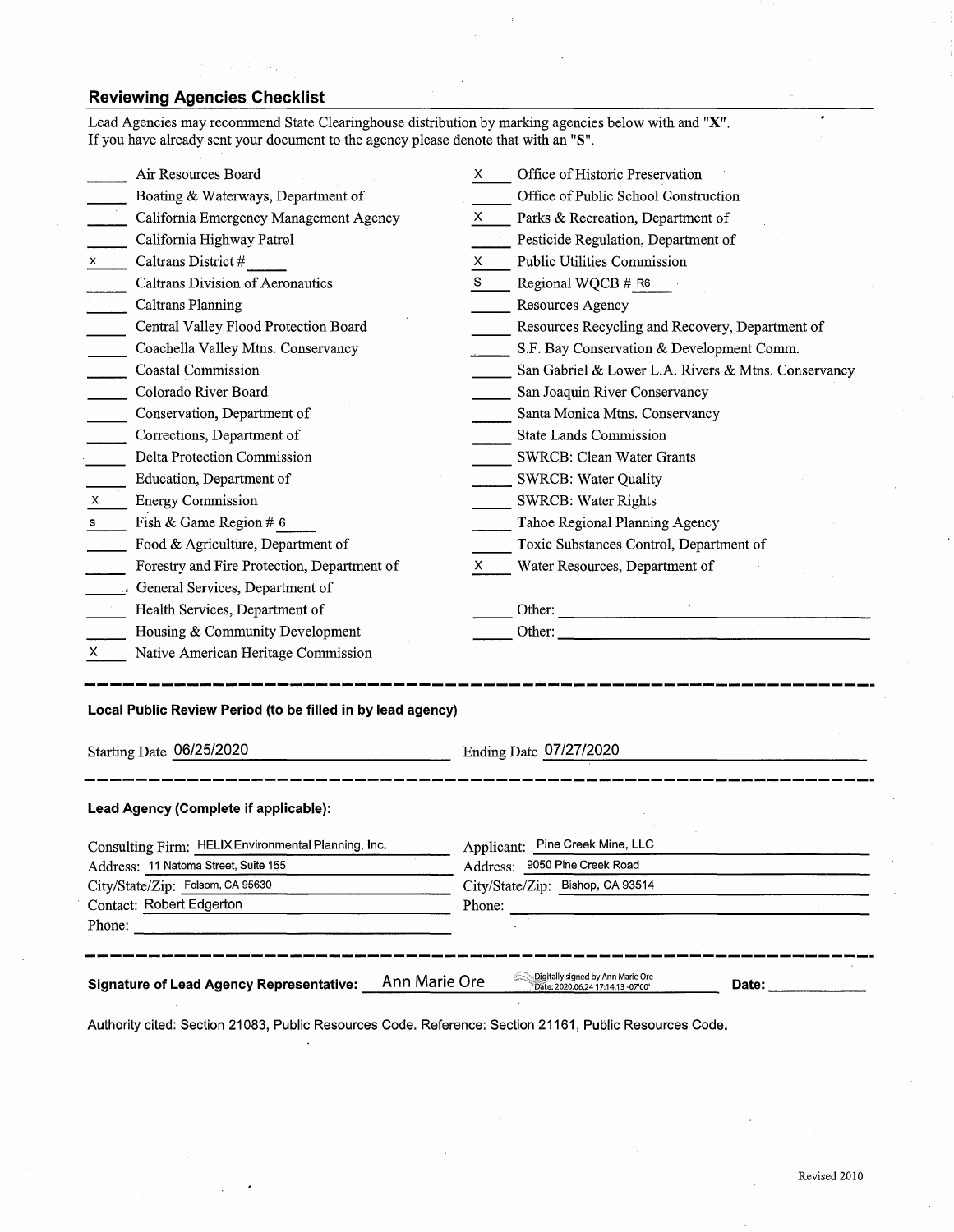## Reviewing Agencies Checklist

Lead Agencies may recommend State Clearinghouse distribution by marking agencies below with and "**X**".
If you have already sent your document to the agency please denote that with an "S".

| | | | |
|---|---|---|---|
| ___ | Air Resources Board | X | Office of Historic Preservation |
| ___ | Boating & Waterways, Department of | ___ | Office of Public School Construction |
| ___ | California Emergency Management Agency | X | Parks & Recreation, Department of |
| ___ | California Highway Patrol | ___ | Pesticide Regulation, Department of |
| x | Caltrans District # ___ | X | Public Utilities Commission |
| ___ | Caltrans Division of Aeronautics | S | Regional WQCB # R6 |
| ___ | Caltrans Planning | ___ | Resources Agency |
| ___ | Central Valley Flood Protection Board | ___ | Resources Recycling and Recovery, Department of |
| ___ | Coachella Valley Mtns. Conservancy | ___ | S.F. Bay Conservation & Development Comm. |
| ___ | Coastal Commission | ___ | San Gabriel & Lower L.A. Rivers & Mtns. Conservancy |
| ___ | Colorado River Board | ___ | San Joaquin River Conservancy |
| ___ | Conservation, Department of | ___ | Santa Monica Mtns. Conservancy |
| ___ | Corrections, Department of | ___ | State Lands Commission |
| ___ | Delta Protection Commission | ___ | SWRCB: Clean Water Grants |
| ___ | Education, Department of | ___ | SWRCB: Water Quality |
| X | Energy Commission | ___ | SWRCB: Water Rights |
| s | Fish & Game Region # 6 | ___ | Tahoe Regional Planning Agency |
| ___ | Food & Agriculture, Department of | ___ | Toxic Substances Control, Department of |
| ___ | Forestry and Fire Protection, Department of | X | Water Resources, Department of |
| ___ | General Services, Department of | | |
| ___ | Health Services, Department of | ___ | Other: ___ |
| ___ | Housing & Community Development | ___ | Other: ___ |
| X | Native American Heritage Commission | | |

---

**Local Public Review Period (to be filled in by lead agency)**

Starting Date 06/25/2020 Ending Date 07/27/2020

---

**Lead Agency (Complete if applicable):**

| | |
|---|---|
| Consulting Firm: HELIX Environmental Planning, Inc. | Applicant: Pine Creek Mine, LLC |
| Address: 11 Natoma Street, Suite 155 | Address: 9050 Pine Creek Road |
| City/State/Zip: Folsom, CA 95630 | City/State/Zip: Bishop, CA 93514 |
| Contact: Robert Edgerton | Phone: |
| Phone: | |

---

**Signature of Lead Agency Representative:** Ann Marie Ore (Digitally signed by Ann Marie Ore Date: 2020.06.24 17:14:13 -07'00') **Date:** ___

Authority cited: Section 21083, Public Resources Code. Reference: Section 21161, Public Resources Code.

Revised 2010